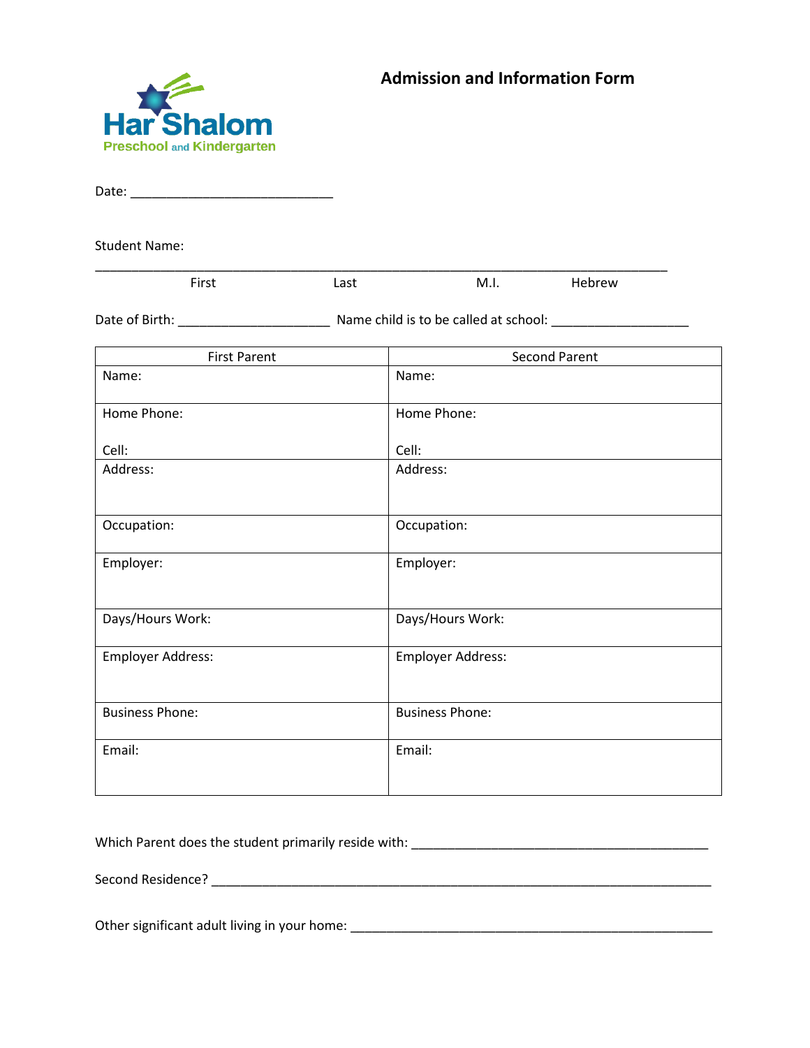Har Shalom
Preschool and Kindergarten

# Admission and Information Form

Date: ____________________________

Student Name:

________________________________________________________________________________

First | Last | M.I. | Hebrew

Date of Birth: _____________________ Name child is to be called at school: ___________________

| First Parent | Second Parent |
|---|---|
| Name: | Name: |
| Home Phone:<br><br>Cell: | Home Phone:<br><br>Cell: |
| Address: | Address: |
| Occupation: | Occupation: |
| Employer: | Employer: |
| Days/Hours Work: | Days/Hours Work: |
| Employer Address: | Employer Address: |
| Business Phone: | Business Phone: |
| Email: | Email: |

Which Parent does the student primarily reside with: _________________________________________

Second Residence? ____________________________________________________________________

Other significant adult living in your home: ____________________________________________________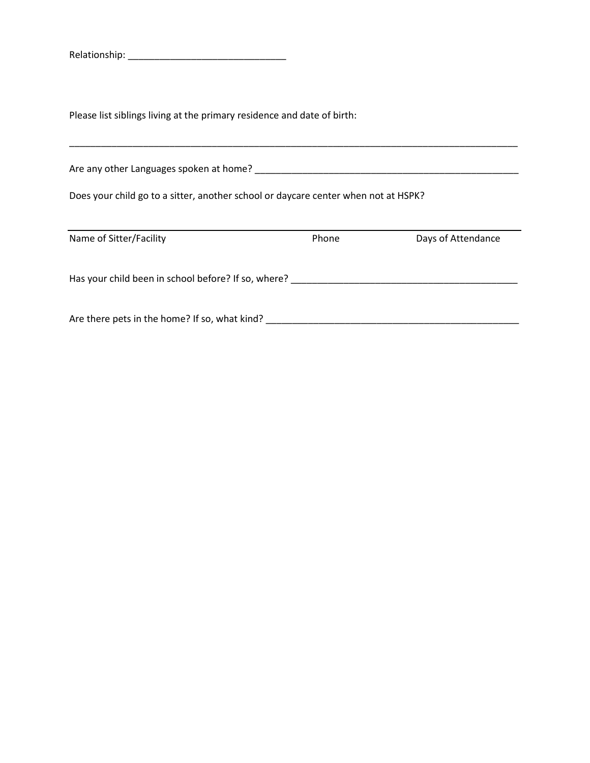Relationship: ______________________________

Please list siblings living at the primary residence and date of birth:

_____________________________________________________________________________________

Are any other Languages spoken at home? ___________________________________________________

Does your child go to a sitter, another school or daycare center when not at HSPK?

| Name of Sitter/Facility | Phone | Days of Attendance |
|---|---|---|

Has your child been in school before? If so, where? ___________________________________________

Are there pets in the home? If so, what kind? ________________________________________________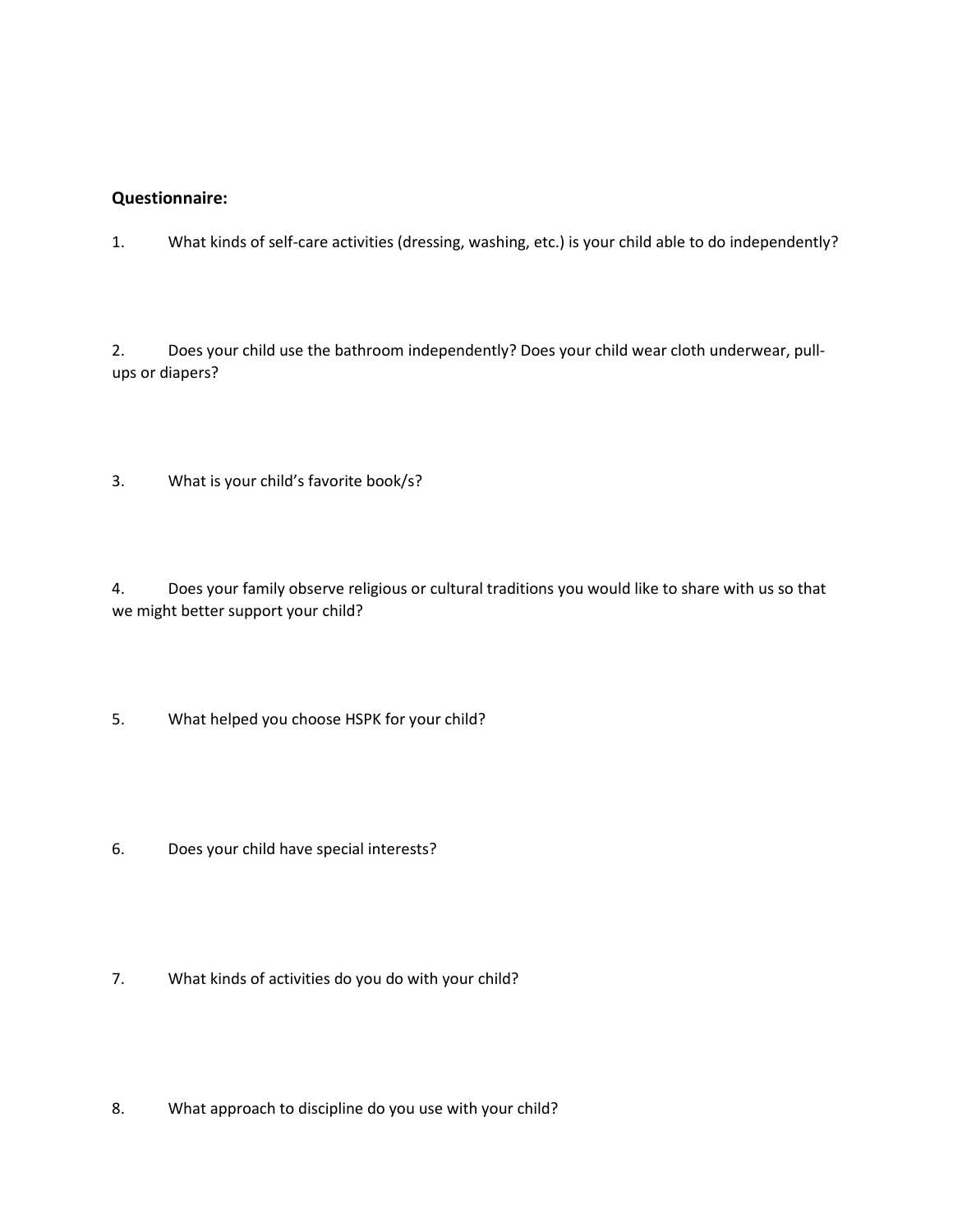**Questionnaire:**

1. What kinds of self-care activities (dressing, washing, etc.) is your child able to do independently?

2. Does your child use the bathroom independently? Does your child wear cloth underwear, pull-ups or diapers?

3. What is your child's favorite book/s?

4. Does your family observe religious or cultural traditions you would like to share with us so that we might better support your child?

5. What helped you choose HSPK for your child?

6. Does your child have special interests?

7. What kinds of activities do you do with your child?

8. What approach to discipline do you use with your child?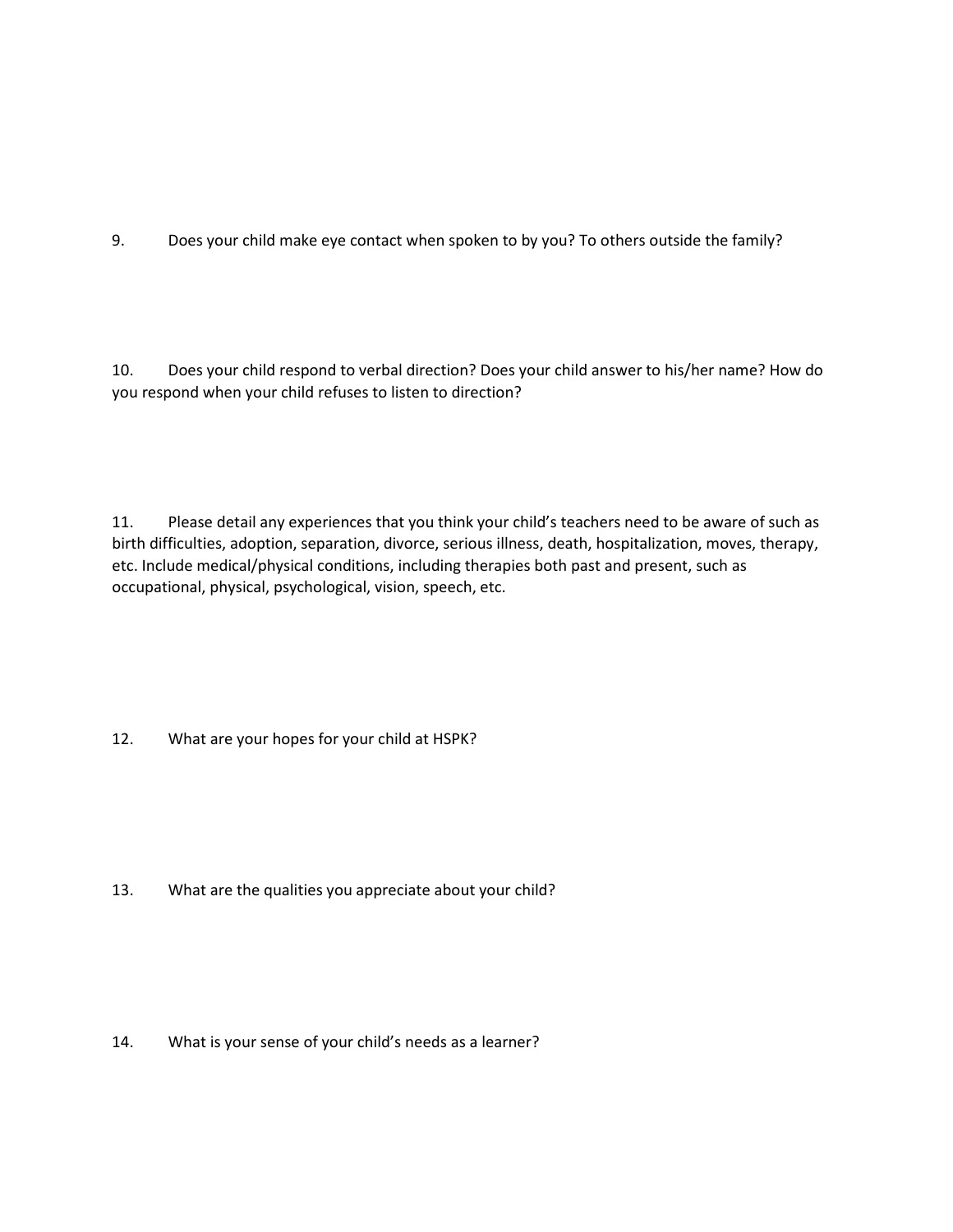9. Does your child make eye contact when spoken to by you? To others outside the family?

10. Does your child respond to verbal direction? Does your child answer to his/her name? How do you respond when your child refuses to listen to direction?

11. Please detail any experiences that you think your child's teachers need to be aware of such as birth difficulties, adoption, separation, divorce, serious illness, death, hospitalization, moves, therapy, etc. Include medical/physical conditions, including therapies both past and present, such as occupational, physical, psychological, vision, speech, etc.

12. What are your hopes for your child at HSPK?

13. What are the qualities you appreciate about your child?

14. What is your sense of your child's needs as a learner?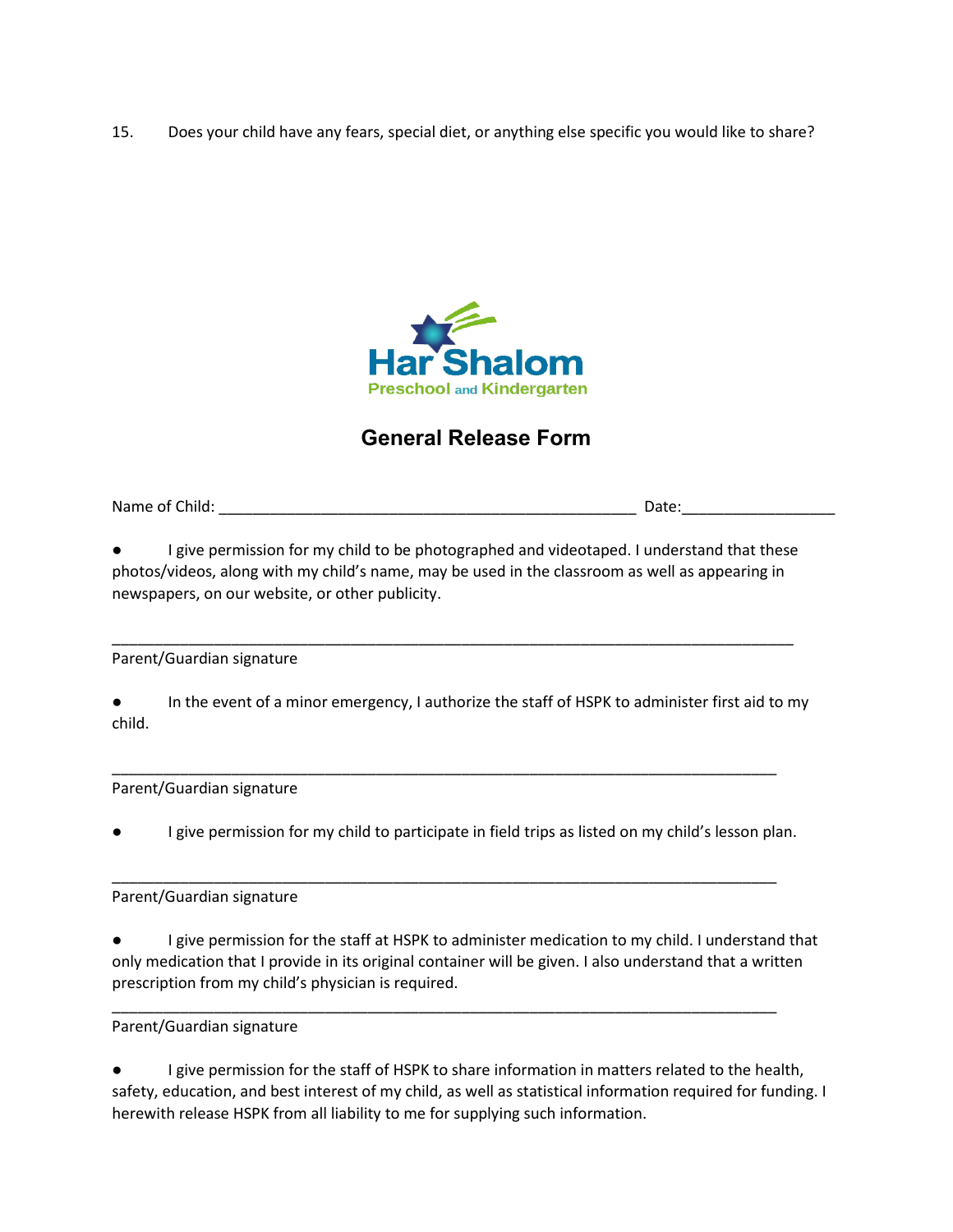15. Does your child have any fears, special diet, or anything else specific you would like to share?

Har Shalom
Preschool and Kindergarten

## General Release Form

Name of Child: ________________________________________________ Date:_________________

- I give permission for my child to be photographed and videotaped. I understand that these photos/videos, along with my child's name, may be used in the classroom as well as appearing in newspapers, on our website, or other publicity.

_______________________________________________________________________________

Parent/Guardian signature

- In the event of a minor emergency, I authorize the staff of HSPK to administer first aid to my child.

_______________________________________________________________________________

Parent/Guardian signature

- I give permission for my child to participate in field trips as listed on my child's lesson plan.

_______________________________________________________________________________

Parent/Guardian signature

- I give permission for the staff at HSPK to administer medication to my child. I understand that only medication that I provide in its original container will be given. I also understand that a written prescription from my child's physician is required.

_______________________________________________________________________________

Parent/Guardian signature

- I give permission for the staff of HSPK to share information in matters related to the health, safety, education, and best interest of my child, as well as statistical information required for funding. I herewith release HSPK from all liability to me for supplying such information.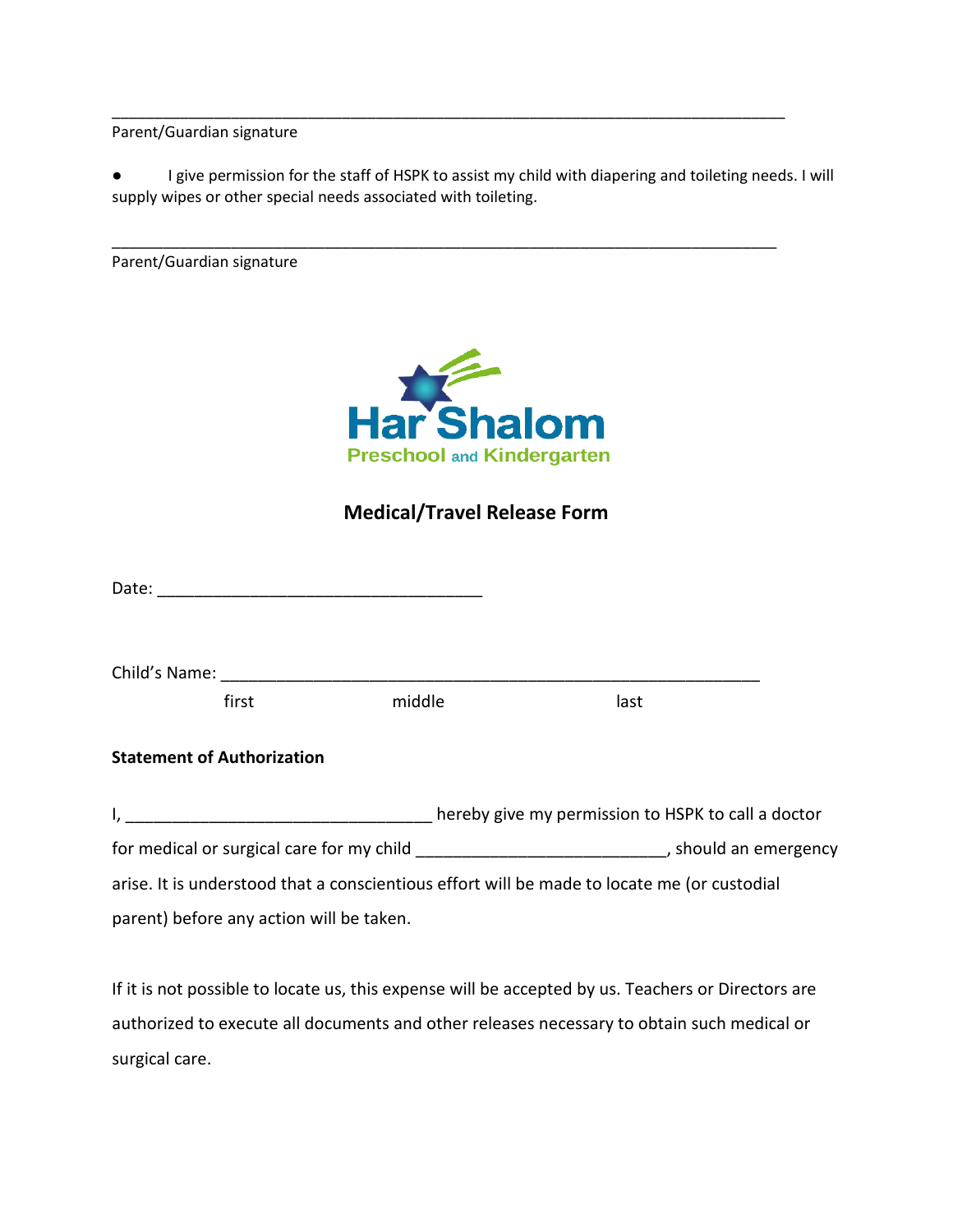_______________________________________________________________________________

Parent/Guardian signature

- I give permission for the staff of HSPK to assist my child with diapering and toileting needs. I will supply wipes or other special needs associated with toileting.

_______________________________________________________________________________

Parent/Guardian signature

Har Shalom

Preschool and Kindergarten

## Medical/Travel Release Form

Date: ___________________________________

Child's Name: ____________________________________________________________

first middle last

**Statement of Authorization**

I, _________________________________ hereby give my permission to HSPK to call a doctor for medical or surgical care for my child ___________________________, should an emergency arise. It is understood that a conscientious effort will be made to locate me (or custodial parent) before any action will be taken.

If it is not possible to locate us, this expense will be accepted by us. Teachers or Directors are authorized to execute all documents and other releases necessary to obtain such medical or surgical care.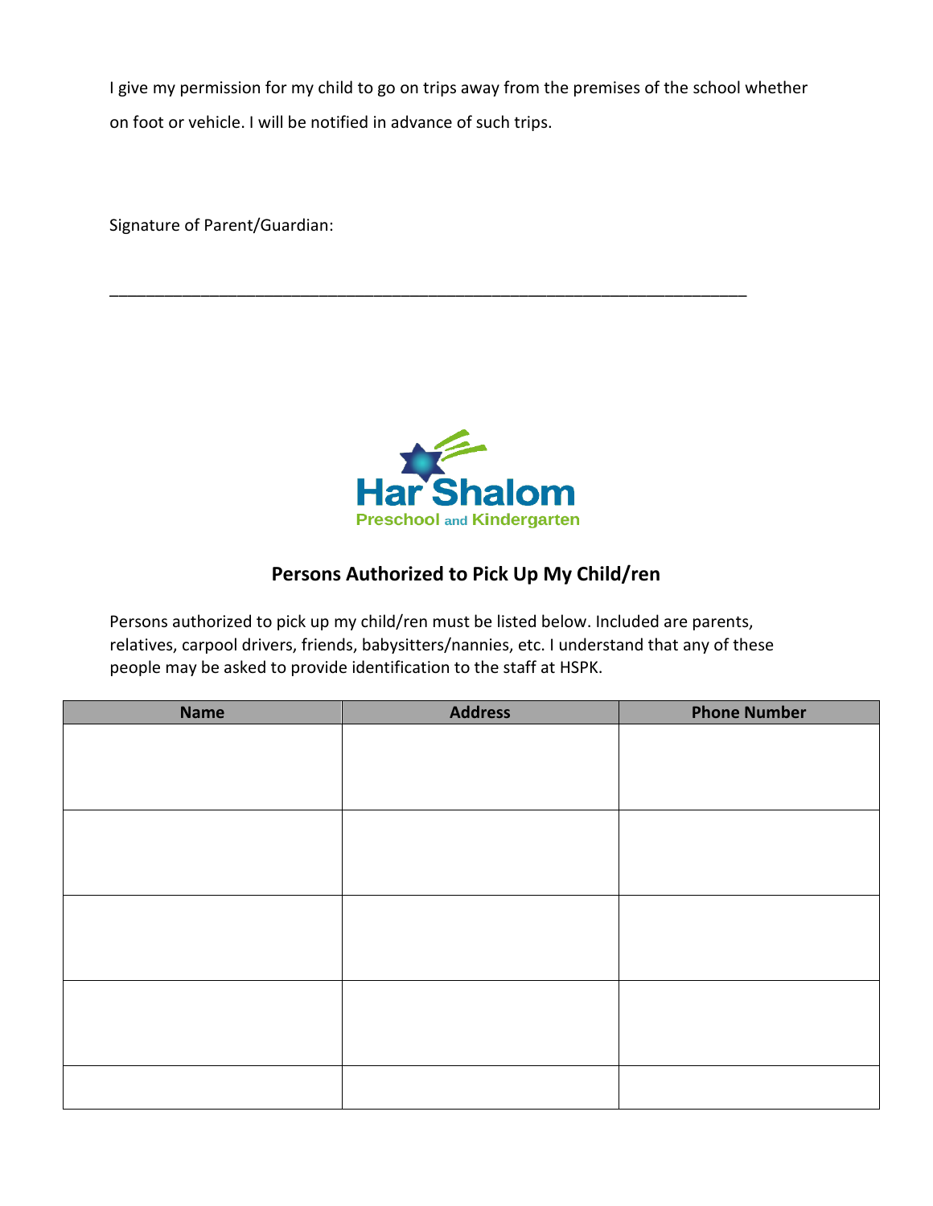I give my permission for my child to go on trips away from the premises of the school whether on foot or vehicle. I will be notified in advance of such trips.

Signature of Parent/Guardian:

_______________________________________________________________________

Har Shalom
Preschool and Kindergarten

## Persons Authorized to Pick Up My Child/ren

Persons authorized to pick up my child/ren must be listed below. Included are parents, relatives, carpool drivers, friends, babysitters/nannies, etc. I understand that any of these people may be asked to provide identification to the staff at HSPK.

| Name | Address | Phone Number |
|---|---|---|
| | | |
| | | |
| | | |
| | | |
| | | |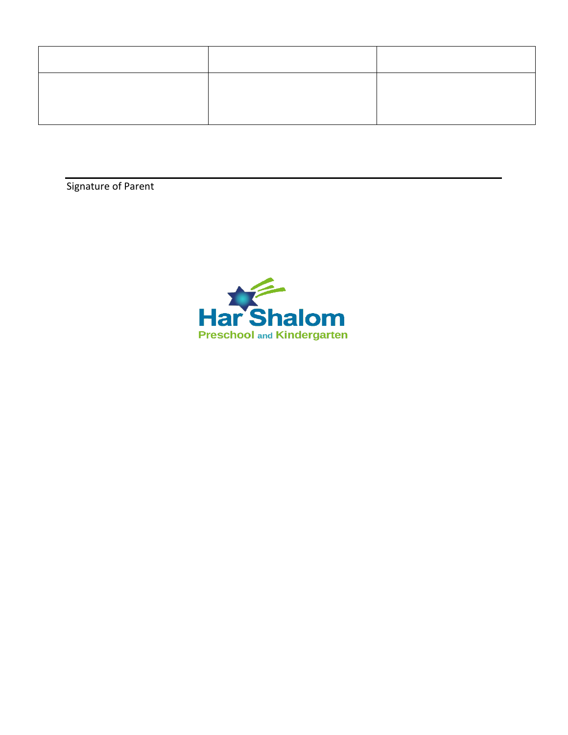| | | |
|---|---|---|
| | | |

Signature of Parent

Har Shalom

Preschool and Kindergarten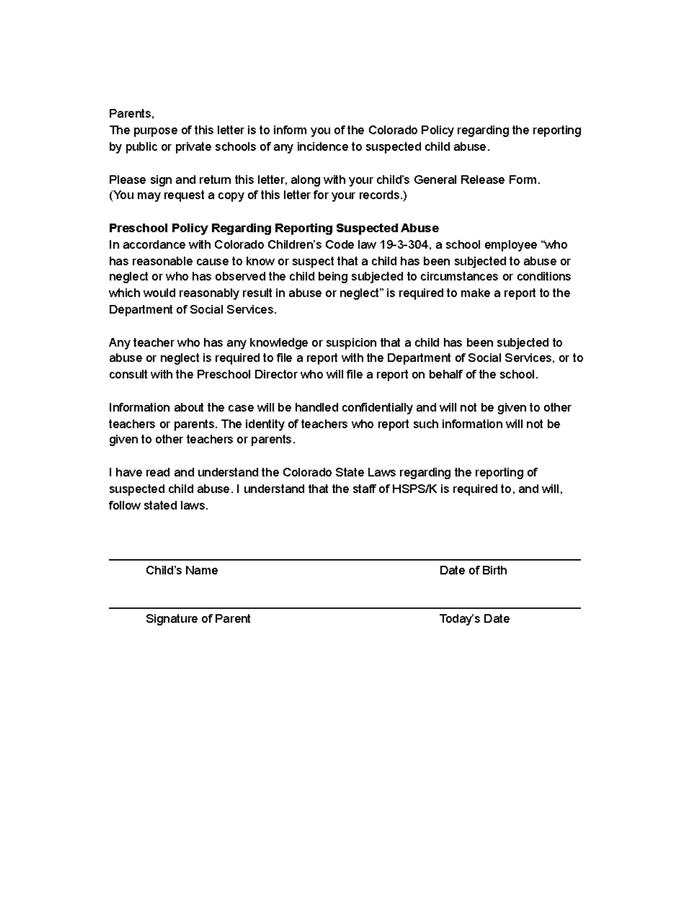Parents,
The purpose of this letter is to inform you of the Colorado Policy regarding the reporting by public or private schools of any incidence to suspected child abuse.

Please sign and return this letter, along with your child's General Release Form.
(You may request a copy of this letter for your records.)

**Preschool Policy Regarding Reporting Suspected Abuse**
In accordance with Colorado Children's Code law 19-3-304, a school employee "who has reasonable cause to know or suspect that a child has been subjected to abuse or neglect or who has observed the child being subjected to circumstances or conditions which would reasonably result in abuse or neglect" is required to make a report to the Department of Social Services.

Any teacher who has any knowledge or suspicion that a child has been subjected to abuse or neglect is required to file a report with the Department of Social Services, or to consult with the Preschool Director who will file a report on behalf of the school.

Information about the case will be handled confidentially and will not be given to other teachers or parents. The identity of teachers who report such information will not be given to other teachers or parents.

I have read and understand the Colorado State Laws regarding the reporting of suspected child abuse. I understand that the staff of HSPS/K is required to, and will, follow stated laws.

\_\_\_\_\_\_\_\_\_\_\_\_\_\_\_\_\_\_\_\_\_\_\_\_\_\_\_\_\_\_\_\_\_\_\_\_\_\_\_\_\_\_\_\_\_\_\_\_\_\_\_\_\_\_\_\_

Child's Name Date of Birth

\_\_\_\_\_\_\_\_\_\_\_\_\_\_\_\_\_\_\_\_\_\_\_\_\_\_\_\_\_\_\_\_\_\_\_\_\_\_\_\_\_\_\_\_\_\_\_\_\_\_\_\_\_\_\_\_

Signature of Parent Today's Date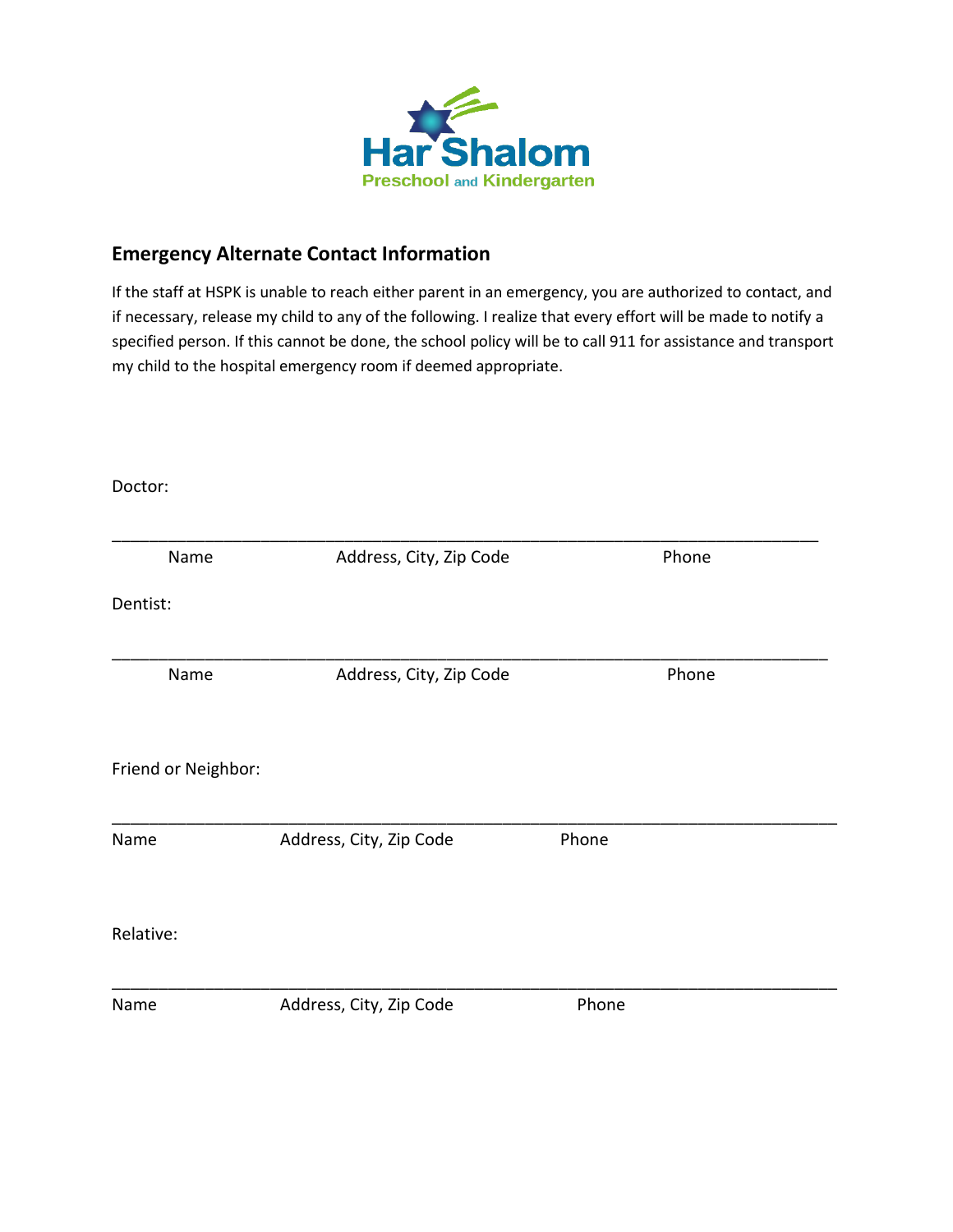Har Shalom
Preschool and Kindergarten

## Emergency Alternate Contact Information

If the staff at HSPK is unable to reach either parent in an emergency, you are authorized to contact, and if necessary, release my child to any of the following. I realize that every effort will be made to notify a specified person. If this cannot be done, the school policy will be to call 911 for assistance and transport my child to the hospital emergency room if deemed appropriate.

Doctor:

___________________________________________________________________________

Name Address, City, Zip Code Phone

Dentist:

___________________________________________________________________________

Name Address, City, Zip Code Phone

Friend or Neighbor:

___________________________________________________________________________

Name Address, City, Zip Code Phone

Relative:

___________________________________________________________________________

Name Address, City, Zip Code Phone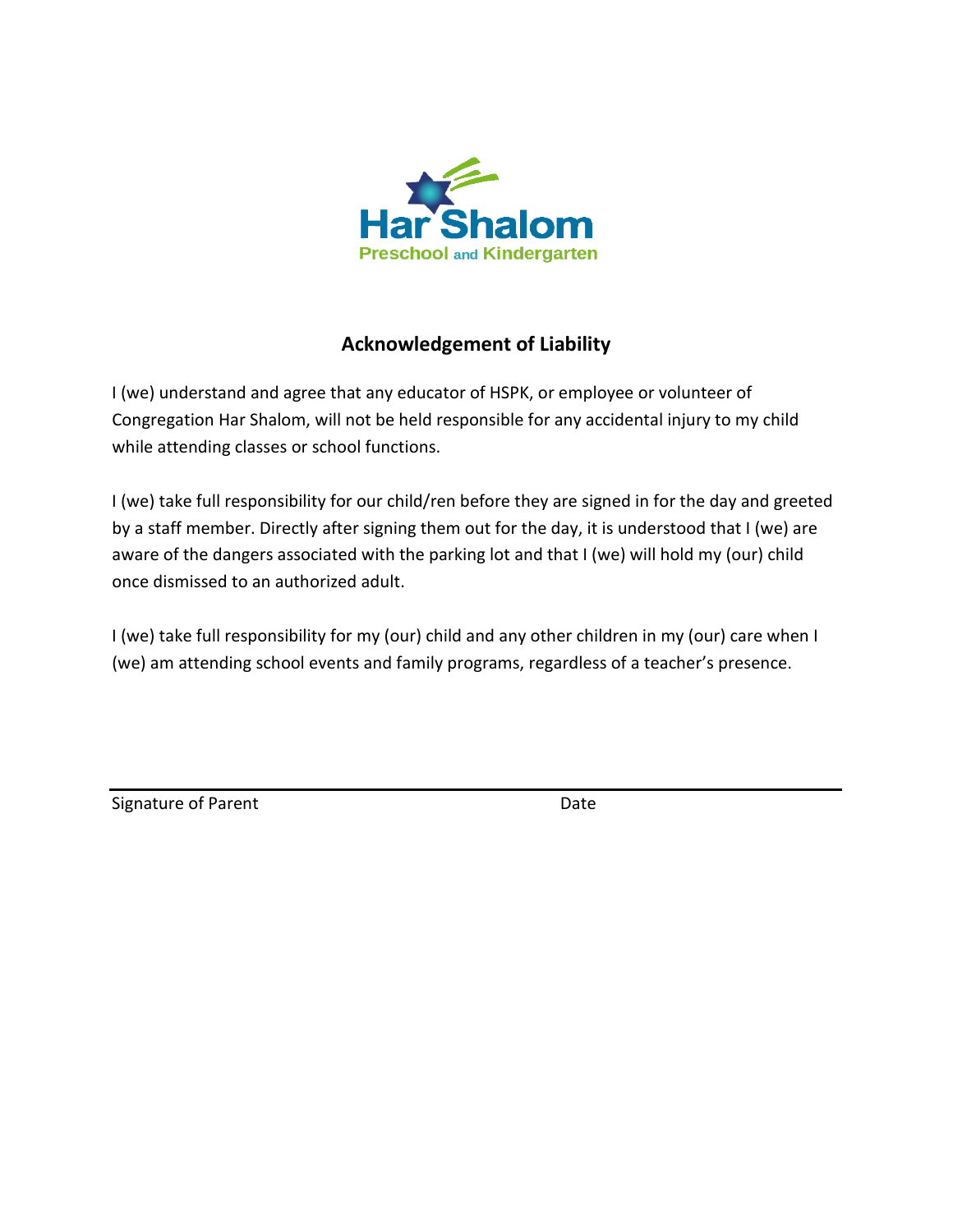Har Shalom

Preschool and Kindergarten

## Acknowledgement of Liability

I (we) understand and agree that any educator of HSPK, or employee or volunteer of Congregation Har Shalom, will not be held responsible for any accidental injury to my child while attending classes or school functions.

I (we) take full responsibility for our child/ren before they are signed in for the day and greeted by a staff member. Directly after signing them out for the day, it is understood that I (we) are aware of the dangers associated with the parking lot and that I (we) will hold my (our) child once dismissed to an authorized adult.

I (we) take full responsibility for my (our) child and any other children in my (our) care when I (we) am attending school events and family programs, regardless of a teacher's presence.

\_\_\_\_\_\_\_\_\_\_\_\_\_\_\_\_\_\_\_\_\_\_\_\_\_\_\_\_\_\_\_\_\_\_\_\_\_\_\_\_\_\_\_\_\_\_\_\_\_\_\_\_\_\_\_\_\_\_\_\_

Signature of Parent                                        Date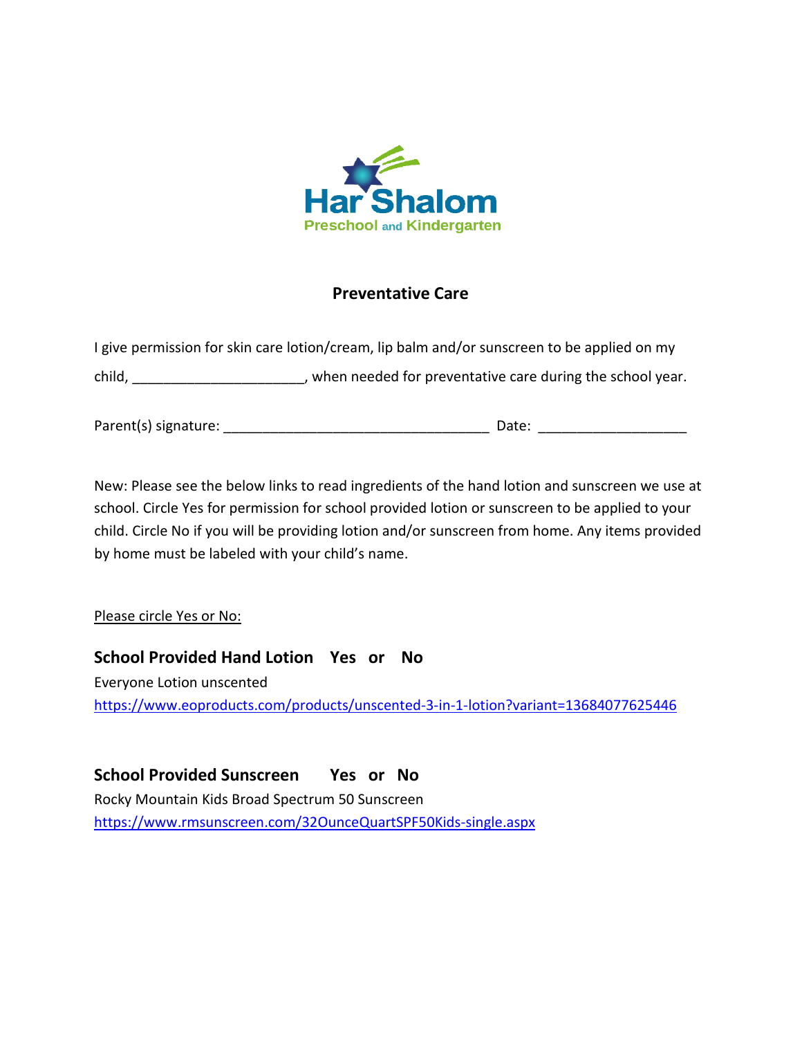Har Shalom
Preschool and Kindergarten

## Preventative Care

I give permission for skin care lotion/cream, lip balm and/or sunscreen to be applied on my child, ______________________, when needed for preventative care during the school year.

Parent(s) signature: __________________________________ Date: ___________________

New: Please see the below links to read ingredients of the hand lotion and sunscreen we use at school. Circle Yes for permission for school provided lotion or sunscreen to be applied to your child. Circle No if you will be providing lotion and/or sunscreen from home. Any items provided by home must be labeled with your child's name.

Please circle Yes or No:

**School Provided Hand Lotion Yes or No**

Everyone Lotion unscented

https://www.eoproducts.com/products/unscented-3-in-1-lotion?variant=13684077625446

**School Provided Sunscreen Yes or No**

Rocky Mountain Kids Broad Spectrum 50 Sunscreen

https://www.rmsunscreen.com/32OunceQuartSPF50Kids-single.aspx